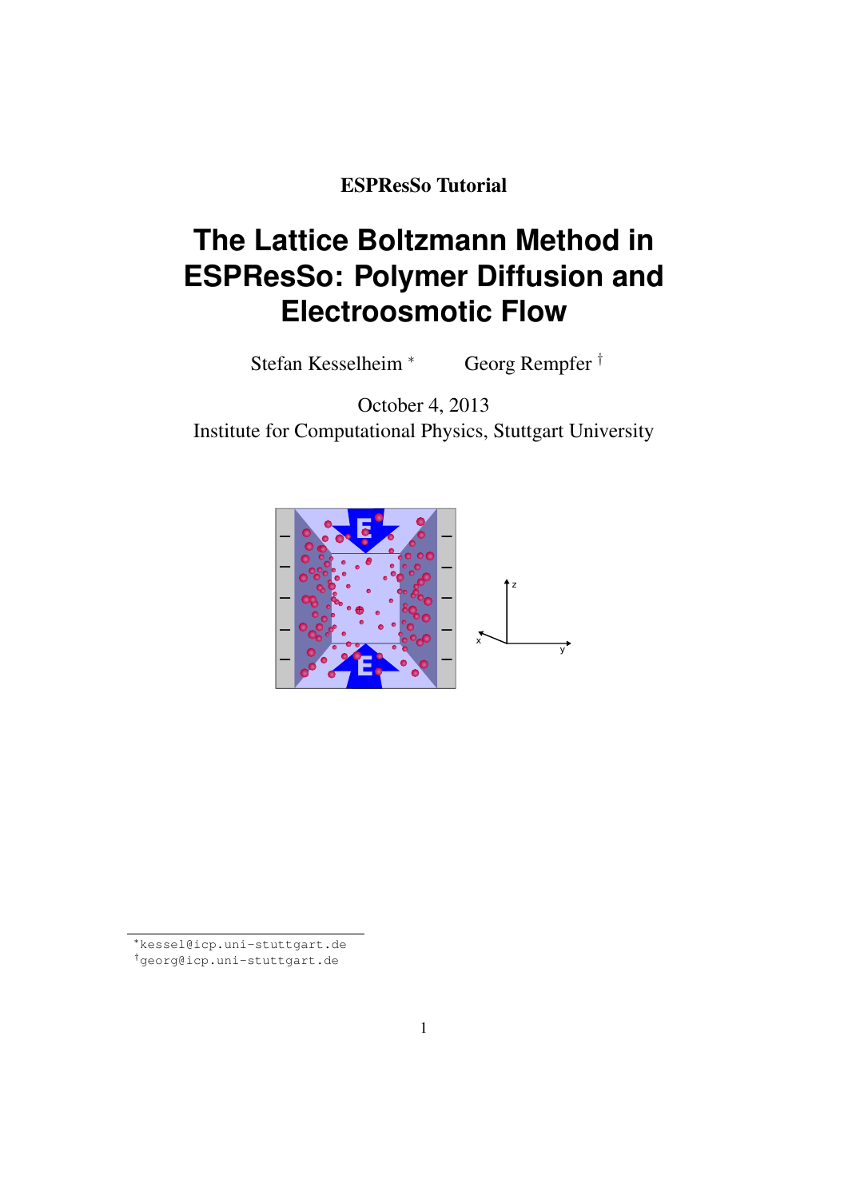**ESPResSo Tutorial**

# The Lattice Boltzmann Method in ESPResSo: Polymer Diffusion and Electroosmotic Flow

Stefan Kesselheim [*] Georg Rempfer [†]

October 4, 2013

Institute for Computational Physics, Stuttgart University

[*] kessel@icp.uni-stuttgart.de

[†] georg@icp.uni-stuttgart.de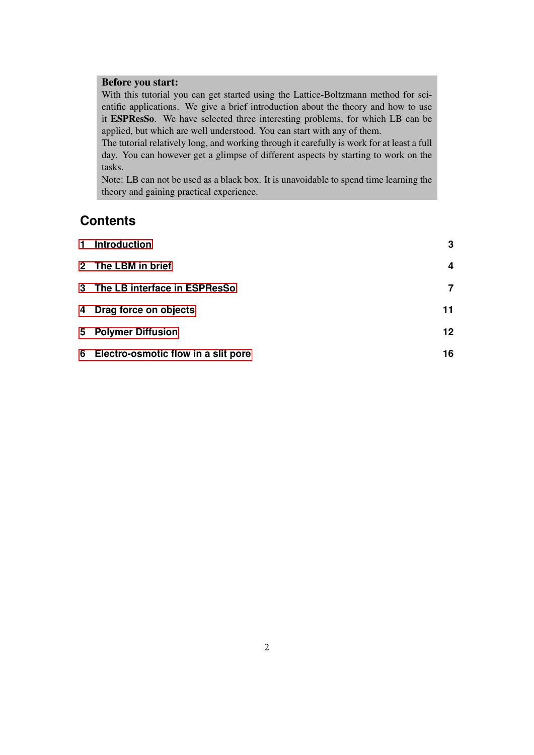**Before you start:**
With this tutorial you can get started using the Lattice-Boltzmann method for scientific applications. We give a brief introduction about the theory and how to use it **ESPResSo**. We have selected three interesting problems, for which LB can be applied, but which are well understood. You can start with any of them.
The tutorial relatively long, and working through it carefully is work for at least a full day. You can however get a glimpse of different aspects by starting to work on the tasks.
Note: LB can not be used as a black box. It is unavoidable to spend time learning the theory and gaining practical experience.

## Contents

| | |
|---|---|
| **1 Introduction** | **3** |
| **2 The LBM in brief** | **4** |
| **3 The LB interface in ESPResSo** | **7** |
| **4 Drag force on objects** | **11** |
| **5 Polymer Diffusion** | **12** |
| **6 Electro-osmotic flow in a slit pore** | **16** |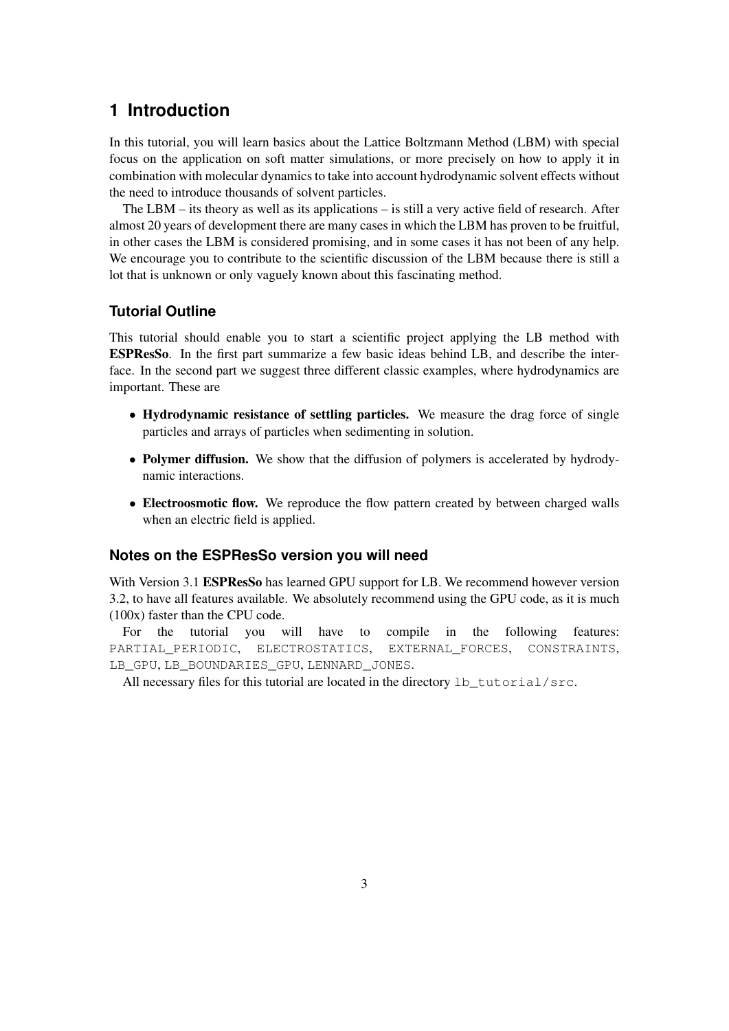# 1 Introduction

In this tutorial, you will learn basics about the Lattice Boltzmann Method (LBM) with special focus on the application on soft matter simulations, or more precisely on how to apply it in combination with molecular dynamics to take into account hydrodynamic solvent effects without the need to introduce thousands of solvent particles.

The LBM – its theory as well as its applications – is still a very active field of research. After almost 20 years of development there are many cases in which the LBM has proven to be fruitful, in other cases the LBM is considered promising, and in some cases it has not been of any help. We encourage you to contribute to the scientific discussion of the LBM because there is still a lot that is unknown or only vaguely known about this fascinating method.

### Tutorial Outline

This tutorial should enable you to start a scientific project applying the LB method with **ESPResSo**. In the first part summarize a few basic ideas behind LB, and describe the interface. In the second part we suggest three different classic examples, where hydrodynamics are important. These are

- **Hydrodynamic resistance of settling particles.** We measure the drag force of single particles and arrays of particles when sedimenting in solution.
- **Polymer diffusion.** We show that the diffusion of polymers is accelerated by hydrodynamic interactions.
- **Electroosmotic flow.** We reproduce the flow pattern created by between charged walls when an electric field is applied.

### Notes on the ESPResSo version you will need

With Version 3.1 **ESPResSo** has learned GPU support for LB. We recommend however version 3.2, to have all features available. We absolutely recommend using the GPU code, as it is much (100x) faster than the CPU code.

For the tutorial you will have to compile in the following features: `PARTIAL_PERIODIC`, `ELECTROSTATICS`, `EXTERNAL_FORCES`, `CONSTRAINTS`, `LB_GPU`, `LB_BOUNDARIES_GPU`, `LENNARD_JONES`.

All necessary files for this tutorial are located in the directory `lb_tutorial/src`.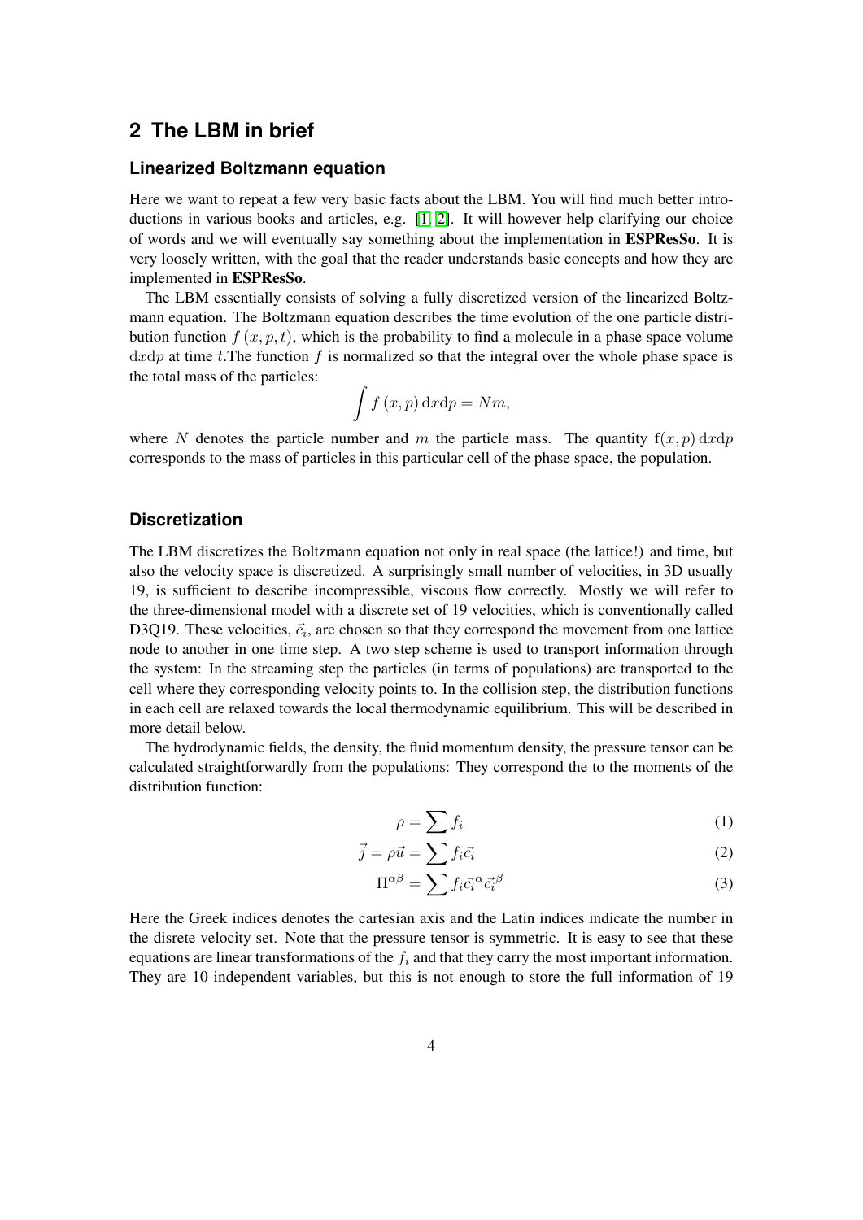## 2 The LBM in brief

### Linearized Boltzmann equation

Here we want to repeat a few very basic facts about the LBM. You will find much better introductions in various books and articles, e.g. [1, 2]. It will however help clarifying our choice of words and we will eventually say something about the implementation in **ESPResSo**. It is very loosely written, with the goal that the reader understands basic concepts and how they are implemented in **ESPResSo**.

The LBM essentially consists of solving a fully discretized version of the linearized Boltzmann equation. The Boltzmann equation describes the time evolution of the one particle distribution function $f(x, p, t)$, which is the probability to find a molecule in a phase space volume $\mathrm{d}x\mathrm{d}p$ at time $t$.The function $f$ is normalized so that the integral over the whole phase space is the total mass of the particles:

$$\int f(x, p)\, \mathrm{d}x\mathrm{d}p = Nm,$$

where $N$ denotes the particle number and $m$ the particle mass. The quantity $\mathrm{f}(x, p)\, \mathrm{d}x\mathrm{d}p$ corresponds to the mass of particles in this particular cell of the phase space, the population.

### Discretization

The LBM discretizes the Boltzmann equation not only in real space (the lattice!) and time, but also the velocity space is discretized. A surprisingly small number of velocities, in 3D usually 19, is sufficient to describe incompressible, viscous flow correctly. Mostly we will refer to the three-dimensional model with a discrete set of 19 velocities, which is conventionally called D3Q19. These velocities, $\vec{c}_i$, are chosen so that they correspond the movement from one lattice node to another in one time step. A two step scheme is used to transport information through the system: In the streaming step the particles (in terms of populations) are transported to the cell where they corresponding velocity points to. In the collision step, the distribution functions in each cell are relaxed towards the local thermodynamic equilibrium. This will be described in more detail below.

The hydrodynamic fields, the density, the fluid momentum density, the pressure tensor can be calculated straightforwardly from the populations: They correspond the to the moments of the distribution function:

$$\rho = \sum f_i \tag{1}$$

$$\vec{j} = \rho\vec{u} = \sum f_i \vec{c_i} \tag{2}$$

$$\Pi^{\alpha\beta} = \sum f_i \vec{c_i}^{\alpha} \vec{c_i}^{\beta} \tag{3}$$

Here the Greek indices denotes the cartesian axis and the Latin indices indicate the number in the disrete velocity set. Note that the pressure tensor is symmetric. It is easy to see that these equations are linear transformations of the $f_i$ and that they carry the most important information. They are 10 independent variables, but this is not enough to store the full information of 19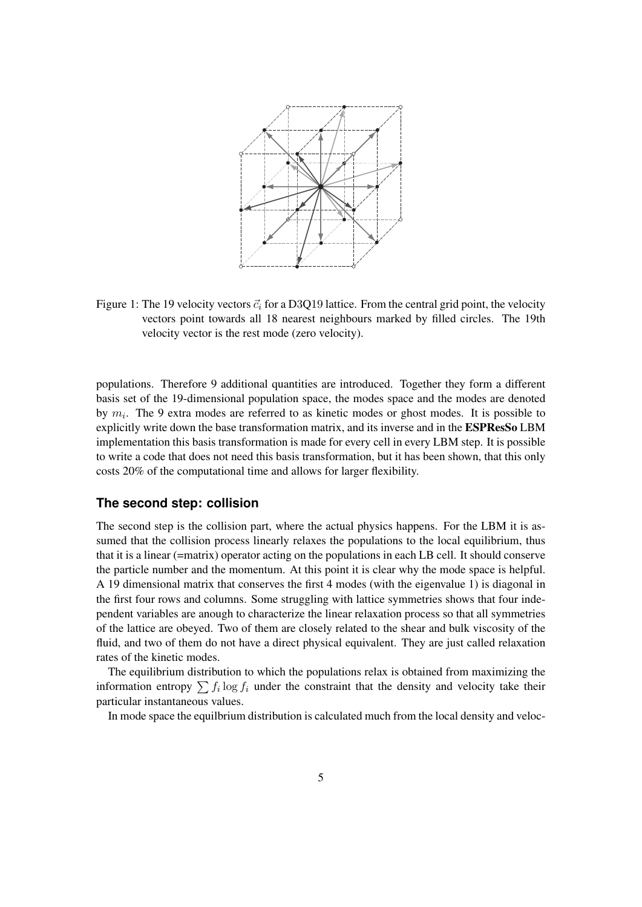Figure 1: The 19 velocity vectors $\vec{c}_i$ for a D3Q19 lattice. From the central grid point, the velocity vectors point towards all 18 nearest neighbours marked by filled circles. The 19th velocity vector is the rest mode (zero velocity).

populations. Therefore 9 additional quantities are introduced. Together they form a different basis set of the 19-dimensional population space, the modes space and the modes are denoted by $m_i$. The 9 extra modes are referred to as kinetic modes or ghost modes. It is possible to explicitly write down the base transformation matrix, and its inverse and in the **ESPResSo** LBM implementation this basis transformation is made for every cell in every LBM step. It is possible to write a code that does not need this basis transformation, but it has been shown, that this only costs 20% of the computational time and allows for larger flexibility.

### The second step: collision

The second step is the collision part, where the actual physics happens. For the LBM it is assumed that the collision process linearly relaxes the populations to the local equilibrium, thus that it is a linear (=matrix) operator acting on the populations in each LB cell. It should conserve the particle number and the momentum. At this point it is clear why the mode space is helpful. A 19 dimensional matrix that conserves the first 4 modes (with the eigenvalue 1) is diagonal in the first four rows and columns. Some struggling with lattice symmetries shows that four independent variables are anough to characterize the linear relaxation process so that all symmetries of the lattice are obeyed. Two of them are closely related to the shear and bulk viscosity of the fluid, and two of them do not have a direct physical equivalent. They are just called relaxation rates of the kinetic modes.

The equilibrium distribution to which the populations relax is obtained from maximizing the information entropy $\sum f_i \log f_i$ under the constraint that the density and velocity take their particular instantaneous values.

In mode space the equlibrium distribution is calculated much from the local density and veloc-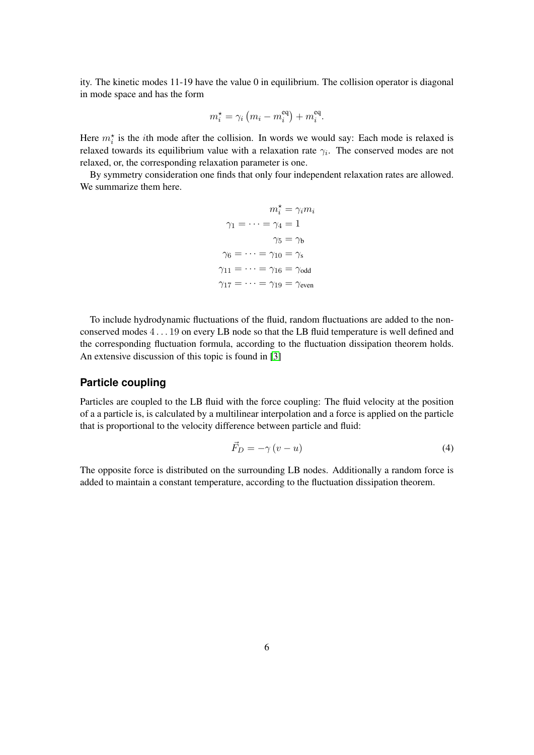ity. The kinetic modes 11-19 have the value 0 in equilibrium. The collision operator is diagonal in mode space and has the form

$$m_i^\star = \gamma_i \left(m_i - m_i^{\text{eq}}\right) + m_i^{\text{eq}}.$$

Here $m_i^\star$ is the $i$th mode after the collision. In words we would say: Each mode is relaxed is relaxed towards its equilibrium value with a relaxation rate $\gamma_i$. The conserved modes are not relaxed, or, the corresponding relaxation parameter is one.

By symmetry consideration one finds that only four independent relaxation rates are allowed. We summarize them here.

$$\begin{aligned}
m_i^\star &= \gamma_i m_i \\
\gamma_1 = \cdots = \gamma_4 &= 1 \\
\gamma_5 &= \gamma_{\text{b}} \\
\gamma_6 = \cdots = \gamma_{10} &= \gamma_{\text{s}} \\
\gamma_{11} = \cdots = \gamma_{16} &= \gamma_{\text{odd}} \\
\gamma_{17} = \cdots = \gamma_{19} &= \gamma_{\text{even}}
\end{aligned}$$

To include hydrodynamic fluctuations of the fluid, random fluctuations are added to the non-conserved modes $4 \ldots 19$ on every LB node so that the LB fluid temperature is well defined and the corresponding fluctuation formula, according to the fluctuation dissipation theorem holds. An extensive discussion of this topic is found in [3]

## Particle coupling

Particles are coupled to the LB fluid with the force coupling: The fluid velocity at the position of a a particle is, is calculated by a multilinear interpolation and a force is applied on the particle that is proportional to the velocity difference between particle and fluid:

$$\vec{F}_D = -\gamma \left(v - u\right) \tag{4}$$

The opposite force is distributed on the surrounding LB nodes. Additionally a random force is added to maintain a constant temperature, according to the fluctuation dissipation theorem.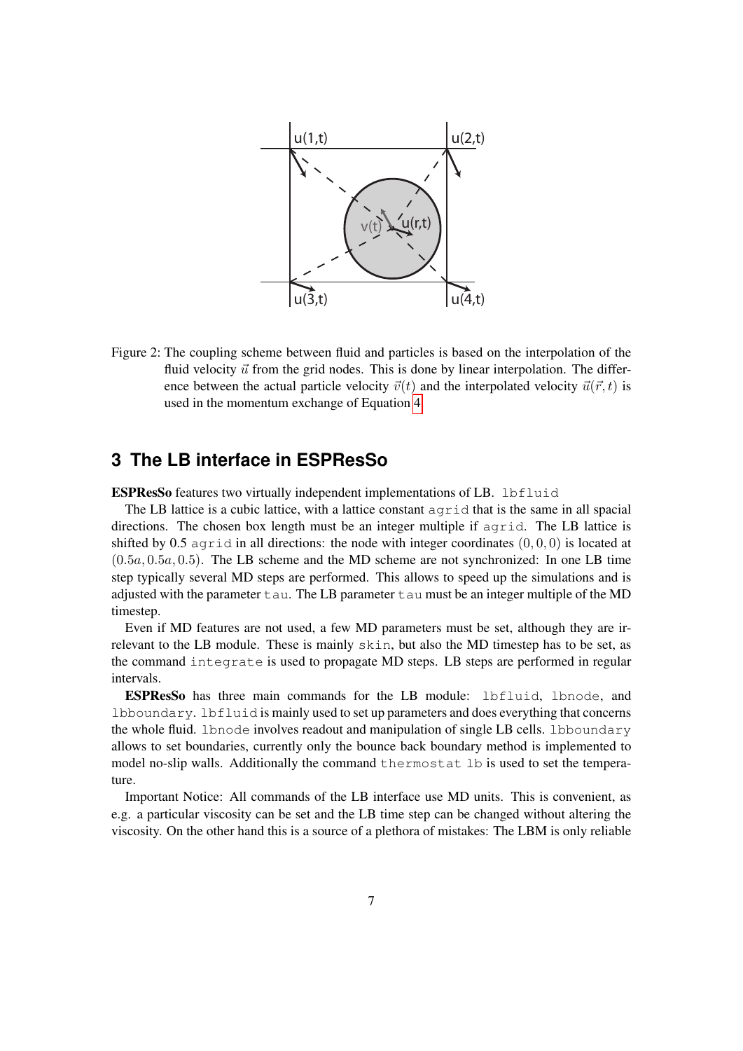Figure 2: The coupling scheme between fluid and particles is based on the interpolation of the fluid velocity $\vec{u}$ from the grid nodes. This is done by linear interpolation. The difference between the actual particle velocity $\vec{v}(t)$ and the interpolated velocity $\vec{u}(\vec{r}, t)$ is used in the momentum exchange of Equation 4.

# 3 The LB interface in ESPResSo

**ESPResSo** features two virtually independent implementations of LB. `lbfluid`

The LB lattice is a cubic lattice, with a lattice constant `agrid` that is the same in all spacial directions. The chosen box length must be an integer multiple if `agrid`. The LB lattice is shifted by 0.5 `agrid` in all directions: the node with integer coordinates $(0, 0, 0)$ is located at $(0.5a, 0.5a, 0.5)$. The LB scheme and the MD scheme are not synchronized: In one LB time step typically several MD steps are performed. This allows to speed up the simulations and is adjusted with the parameter `tau`. The LB parameter `tau` must be an integer multiple of the MD timestep.

Even if MD features are not used, a few MD parameters must be set, although they are irrelevant to the LB module. These is mainly `skin`, but also the MD timestep has to be set, as the command `integrate` is used to propagate MD steps. LB steps are performed in regular intervals.

**ESPResSo** has three main commands for the LB module: `lbfluid`, `lbnode`, and `lbboundary`. `lbfluid` is mainly used to set up parameters and does everything that concerns the whole fluid. `lbnode` involves readout and manipulation of single LB cells. `lbboundary` allows to set boundaries, currently only the bounce back boundary method is implemented to model no-slip walls. Additionally the command `thermostat lb` is used to set the temperature.

Important Notice: All commands of the LB interface use MD units. This is convenient, as e.g. a particular viscosity can be set and the LB time step can be changed without altering the viscosity. On the other hand this is a source of a plethora of mistakes: The LBM is only reliable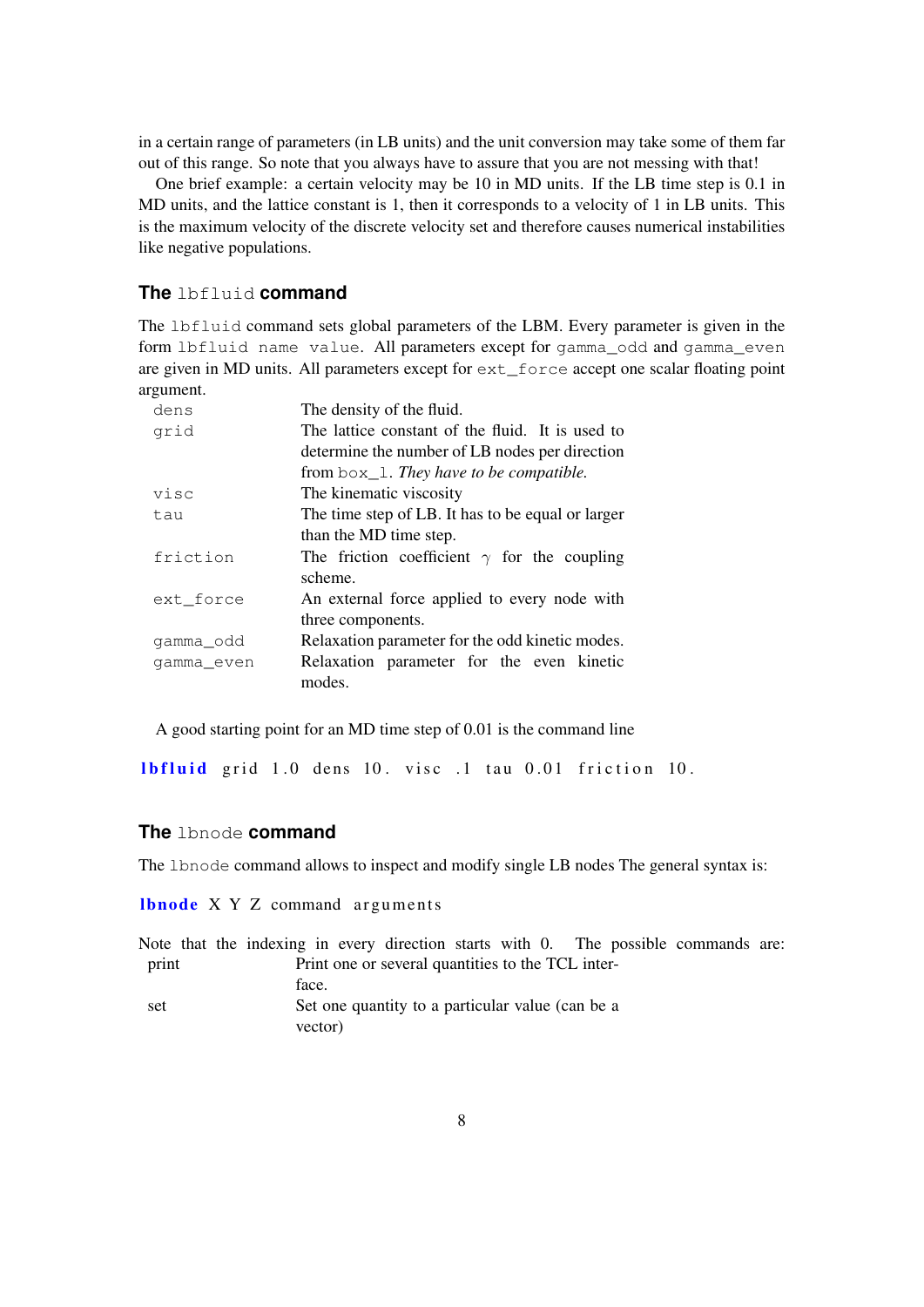in a certain range of parameters (in LB units) and the unit conversion may take some of them far out of this range. So note that you always have to assure that you are not messing with that!

One brief example: a certain velocity may be 10 in MD units. If the LB time step is 0.1 in MD units, and the lattice constant is 1, then it corresponds to a velocity of 1 in LB units. This is the maximum velocity of the discrete velocity set and therefore causes numerical instabilities like negative populations.

### The `lbfluid` command

The `lbfluid` command sets global parameters of the LBM. Every parameter is given in the form `lbfluid name value`. All parameters except for `gamma_odd` and `gamma_even` are given in MD units. All parameters except for `ext_force` accept one scalar floating point argument.

| | |
|---|---|
| `dens` | The density of the fluid. |
| `grid` | The lattice constant of the fluid. It is used to determine the number of LB nodes per direction from `box_l`. *They have to be compatible.* |
| `visc` | The kinematic viscosity |
| `tau` | The time step of LB. It has to be equal or larger than the MD time step. |
| `friction` | The friction coefficient $\gamma$ for the coupling scheme. |
| `ext_force` | An external force applied to every node with three components. |
| `gamma_odd` | Relaxation parameter for the odd kinetic modes. |
| `gamma_even` | Relaxation parameter for the even kinetic modes. |

A good starting point for an MD time step of 0.01 is the command line

```
lbfluid grid 1.0 dens 10. visc .1 tau 0.01 friction 10.
```

### The `lbnode` command

The `lbnode` command allows to inspect and modify single LB nodes The general syntax is:

```
lbnode X Y Z command arguments
```

Note that the indexing in every direction starts with 0. The possible commands are:

| | |
|---|---|
| print | Print one or several quantities to the TCL interface. |
| set | Set one quantity to a particular value (can be a vector) |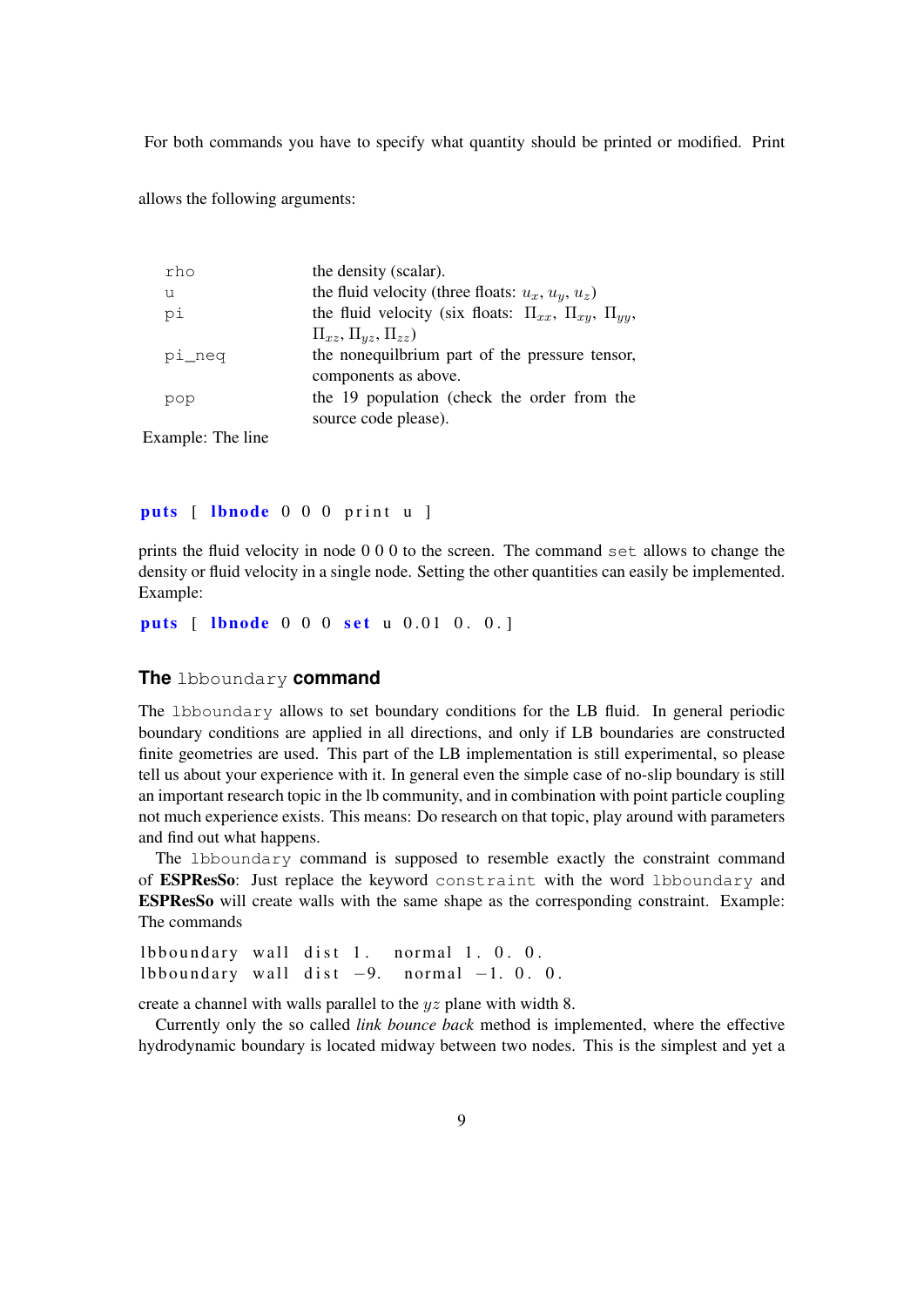For both commands you have to specify what quantity should be printed or modified. Print allows the following arguments:

| | |
|---|---|
| `rho` | the density (scalar). |
| `u` | the fluid velocity (three floats: $u_x$, $u_y$, $u_z$) |
| `pi` | the fluid velocity (six floats: $\Pi_{xx}$, $\Pi_{xy}$, $\Pi_{yy}$, $\Pi_{xz}$, $\Pi_{yz}$, $\Pi_{zz}$) |
| `pi_neq` | the nonequilbrium part of the pressure tensor, components as above. |
| `pop` | the 19 population (check the order from the source code please). |

Example: The line

```
puts [ lbnode 0 0 0 print u ]
```

prints the fluid velocity in node 0 0 0 to the screen. The command `set` allows to change the density or fluid velocity in a single node. Setting the other quantities can easily be implemented. Example:

```
puts [ lbnode 0 0 0 set u 0.01 0. 0.]
```

### The `lbboundary` command

The `lbboundary` allows to set boundary conditions for the LB fluid. In general periodic boundary conditions are applied in all directions, and only if LB boundaries are constructed finite geometries are used. This part of the LB implementation is still experimental, so please tell us about your experience with it. In general even the simple case of no-slip boundary is still an important research topic in the lb community, and in combination with point particle coupling not much experience exists. This means: Do research on that topic, play around with parameters and find out what happens.

The `lbboundary` command is supposed to resemble exactly the constraint command of **ESPResSo**: Just replace the keyword `constraint` with the word `lbboundary` and **ESPResSo** will create walls with the same shape as the corresponding constraint. Example: The commands

```
lbboundary wall dist 1. normal 1. 0. 0.
lbboundary wall dist -9. normal -1. 0. 0.
```

create a channel with walls parallel to the $yz$ plane with width 8.

Currently only the so called *link bounce back* method is implemented, where the effective hydrodynamic boundary is located midway between two nodes. This is the simplest and yet a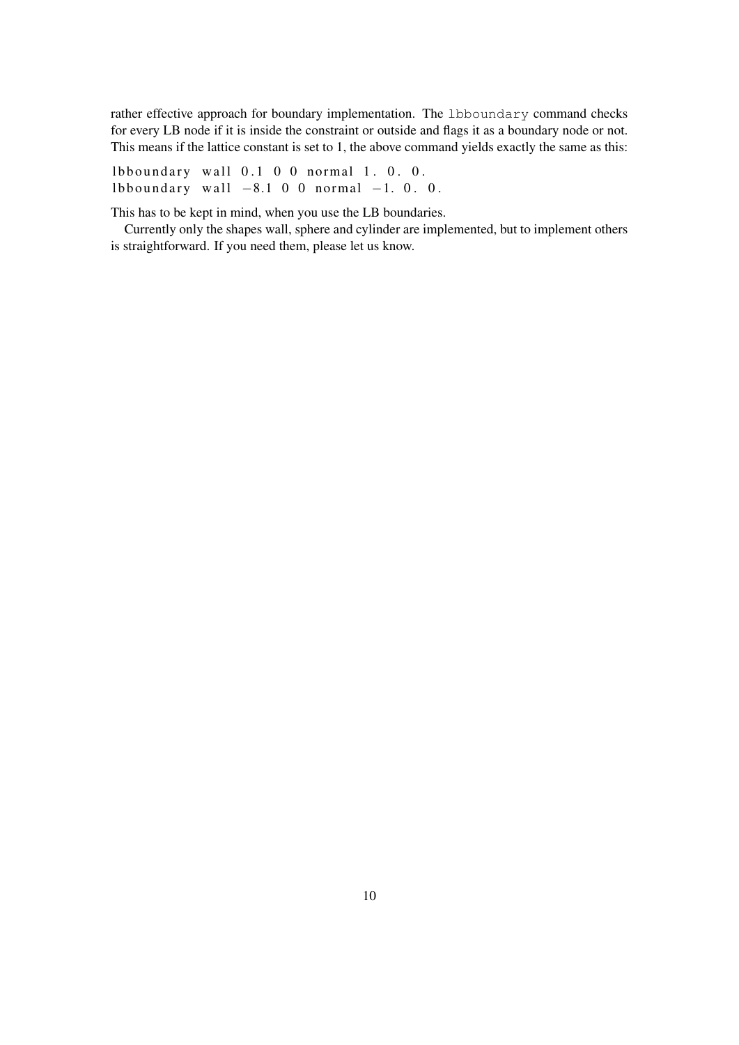rather effective approach for boundary implementation. The `lbboundary` command checks for every LB node if it is inside the constraint or outside and flags it as a boundary node or not. This means if the lattice constant is set to 1, the above command yields exactly the same as this:

```
lbboundary wall 0.1 0 0 normal 1. 0. 0.
lbboundary wall -8.1 0 0 normal -1. 0. 0.
```

This has to be kept in mind, when you use the LB boundaries.

Currently only the shapes wall, sphere and cylinder are implemented, but to implement others is straightforward. If you need them, please let us know.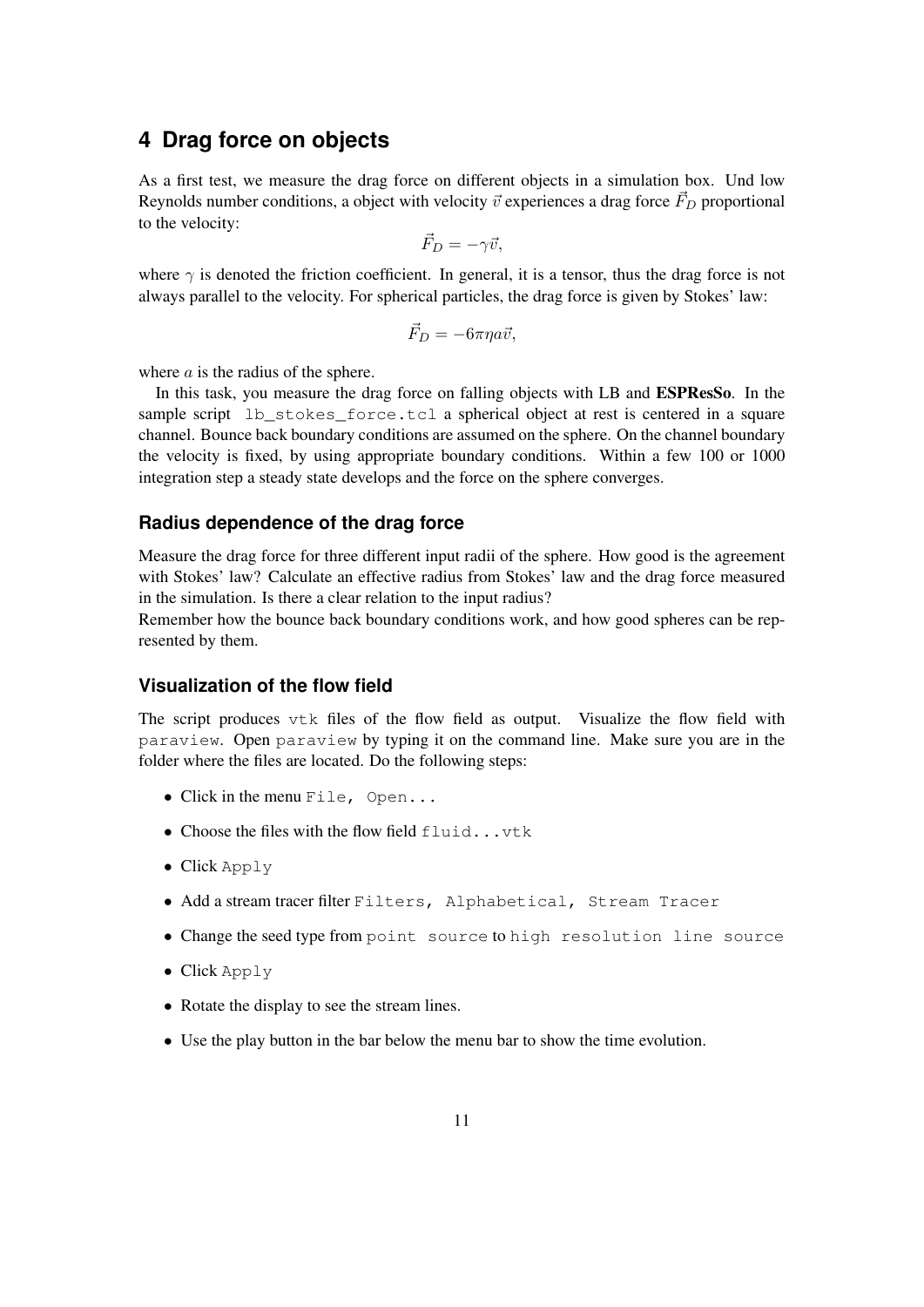## 4 Drag force on objects

As a first test, we measure the drag force on different objects in a simulation box. Und low Reynolds number conditions, a object with velocity $\vec{v}$ experiences a drag force $\vec{F}_D$ proportional to the velocity:

$$\vec{F}_D = -\gamma \vec{v},$$

where $\gamma$ is denoted the friction coefficient. In general, it is a tensor, thus the drag force is not always parallel to the velocity. For spherical particles, the drag force is given by Stokes' law:

$$\vec{F}_D = -6\pi\eta a \vec{v},$$

where $a$ is the radius of the sphere.

In this task, you measure the drag force on falling objects with LB and **ESPResSo**. In the sample script `lb_stokes_force.tcl` a spherical object at rest is centered in a square channel. Bounce back boundary conditions are assumed on the sphere. On the channel boundary the velocity is fixed, by using appropriate boundary conditions. Within a few 100 or 1000 integration step a steady state develops and the force on the sphere converges.

### Radius dependence of the drag force

Measure the drag force for three different input radii of the sphere. How good is the agreement with Stokes' law? Calculate an effective radius from Stokes' law and the drag force measured in the simulation. Is there a clear relation to the input radius?
Remember how the bounce back boundary conditions work, and how good spheres can be represented by them.

### Visualization of the flow field

The script produces `vtk` files of the flow field as output. Visualize the flow field with `paraview`. Open `paraview` by typing it on the command line. Make sure you are in the folder where the files are located. Do the following steps:

- Click in the menu `File, Open...`
- Choose the files with the flow field `fluid...vtk`
- Click `Apply`
- Add a stream tracer filter `Filters, Alphabetical, Stream Tracer`
- Change the seed type from `point source` to `high resolution line source`
- Click `Apply`
- Rotate the display to see the stream lines.
- Use the play button in the bar below the menu bar to show the time evolution.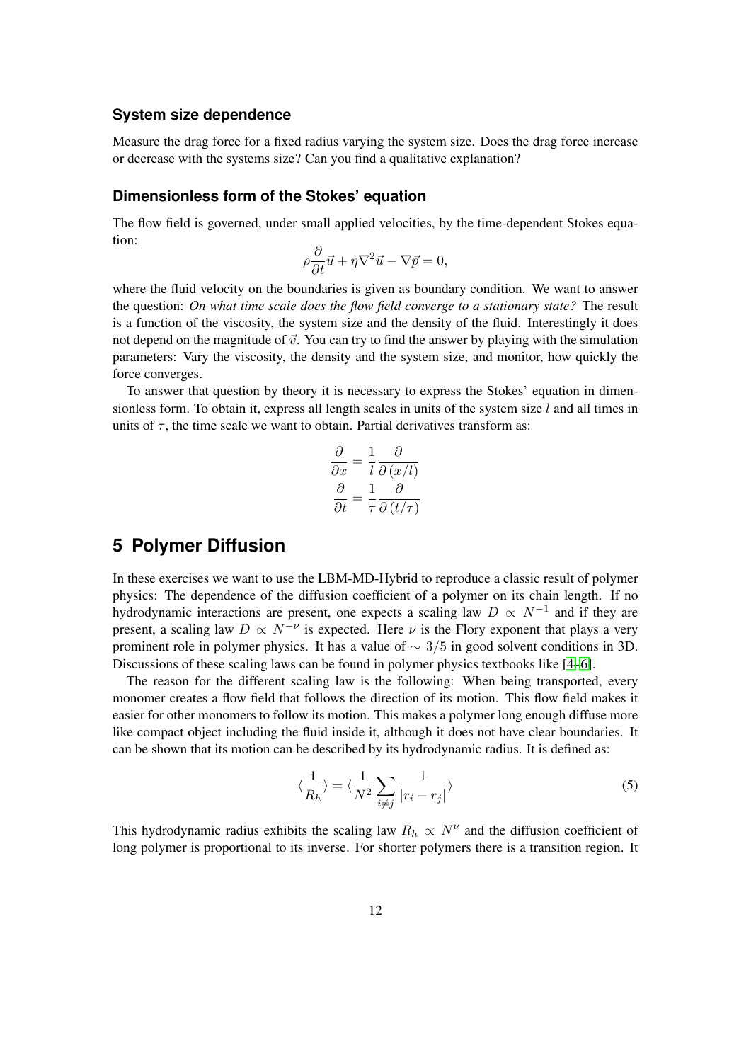### System size dependence

Measure the drag force for a fixed radius varying the system size. Does the drag force increase or decrease with the systems size? Can you find a qualitative explanation?

### Dimensionless form of the Stokes' equation

The flow field is governed, under small applied velocities, by the time-dependent Stokes equation:

$$\rho \frac{\partial}{\partial t} \vec{u} + \eta \nabla^2 \vec{u} - \nabla \vec{p} = 0,$$

where the fluid velocity on the boundaries is given as boundary condition. We want to answer the question: *On what time scale does the flow field converge to a stationary state?* The result is a function of the viscosity, the system size and the density of the fluid. Interestingly it does not depend on the magnitude of $\vec{v}$. You can try to find the answer by playing with the simulation parameters: Vary the viscosity, the density and the system size, and monitor, how quickly the force converges.

To answer that question by theory it is necessary to express the Stokes' equation in dimensionless form. To obtain it, express all length scales in units of the system size $l$ and all times in units of $\tau$, the time scale we want to obtain. Partial derivatives transform as:

$$\frac{\partial}{\partial x} = \frac{1}{l} \frac{\partial}{\partial (x/l)}$$
$$\frac{\partial}{\partial t} = \frac{1}{\tau} \frac{\partial}{\partial (t/\tau)}$$

# 5 Polymer Diffusion

In these exercises we want to use the LBM-MD-Hybrid to reproduce a classic result of polymer physics: The dependence of the diffusion coefficient of a polymer on its chain length. If no hydrodynamic interactions are present, one expects a scaling law $D \propto N^{-1}$ and if they are present, a scaling law $D \propto N^{-\nu}$ is expected. Here $\nu$ is the Flory exponent that plays a very prominent role in polymer physics. It has a value of $\sim 3/5$ in good solvent conditions in 3D. Discussions of these scaling laws can be found in polymer physics textbooks like [4–6].

The reason for the different scaling law is the following: When being transported, every monomer creates a flow field that follows the direction of its motion. This flow field makes it easier for other monomers to follow its motion. This makes a polymer long enough diffuse more like compact object including the fluid inside it, although it does not have clear boundaries. It can be shown that its motion can be described by its hydrodynamic radius. It is defined as:

$$\langle \frac{1}{R_h} \rangle = \langle \frac{1}{N^2} \sum_{i \neq j} \frac{1}{|r_i - r_j|} \rangle \tag{5}$$

This hydrodynamic radius exhibits the scaling law $R_h \propto N^{\nu}$ and the diffusion coefficient of long polymer is proportional to its inverse. For shorter polymers there is a transition region. It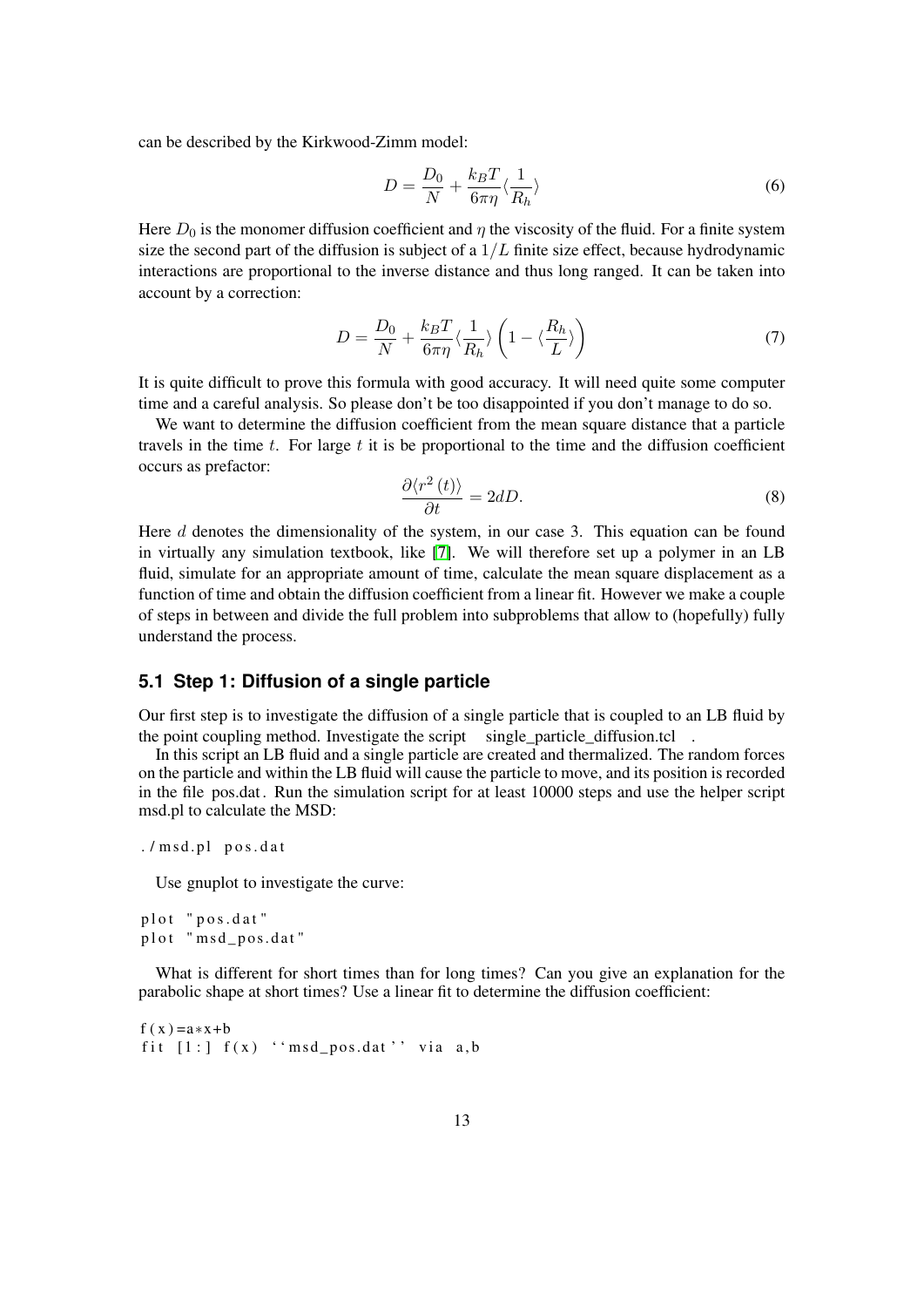can be described by the Kirkwood-Zimm model:

$$D = \frac{D_0}{N} + \frac{k_B T}{6\pi\eta}\langle\frac{1}{R_h}\rangle \tag{6}$$

Here $D_0$ is the monomer diffusion coefficient and $\eta$ the viscosity of the fluid. For a finite system size the second part of the diffusion is subject of a $1/L$ finite size effect, because hydrodynamic interactions are proportional to the inverse distance and thus long ranged. It can be taken into account by a correction:

$$D = \frac{D_0}{N} + \frac{k_B T}{6\pi\eta}\langle\frac{1}{R_h}\rangle\left(1 - \langle\frac{R_h}{L}\rangle\right) \tag{7}$$

It is quite difficult to prove this formula with good accuracy. It will need quite some computer time and a careful analysis. So please don't be too disappointed if you don't manage to do so.

We want to determine the diffusion coefficient from the mean square distance that a particle travels in the time $t$. For large $t$ it is be proportional to the time and the diffusion coefficient occurs as prefactor:

$$\frac{\partial\langle r^2(t)\rangle}{\partial t} = 2dD. \tag{8}$$

Here $d$ denotes the dimensionality of the system, in our case 3. This equation can be found in virtually any simulation textbook, like [7]. We will therefore set up a polymer in an LB fluid, simulate for an appropriate amount of time, calculate the mean square displacement as a function of time and obtain the diffusion coefficient from a linear fit. However we make a couple of steps in between and divide the full problem into subproblems that allow to (hopefully) fully understand the process.

## 5.1 Step 1: Diffusion of a single particle

Our first step is to investigate the diffusion of a single particle that is coupled to an LB fluid by the point coupling method. Investigate the script single_particle_diffusion.tcl .

In this script an LB fluid and a single particle are created and thermalized. The random forces on the particle and within the LB fluid will cause the particle to move, and its position is recorded in the file pos.dat. Run the simulation script for at least 10000 steps and use the helper script msd.pl to calculate the MSD:

```
./msd.pl pos.dat
```

Use gnuplot to investigate the curve:

```
plot "pos.dat"
plot "msd_pos.dat"
```

What is different for short times than for long times? Can you give an explanation for the parabolic shape at short times? Use a linear fit to determine the diffusion coefficient:

```
f(x)=a*x+b
fit [1:] f(x) ``msd_pos.dat'' via a,b
```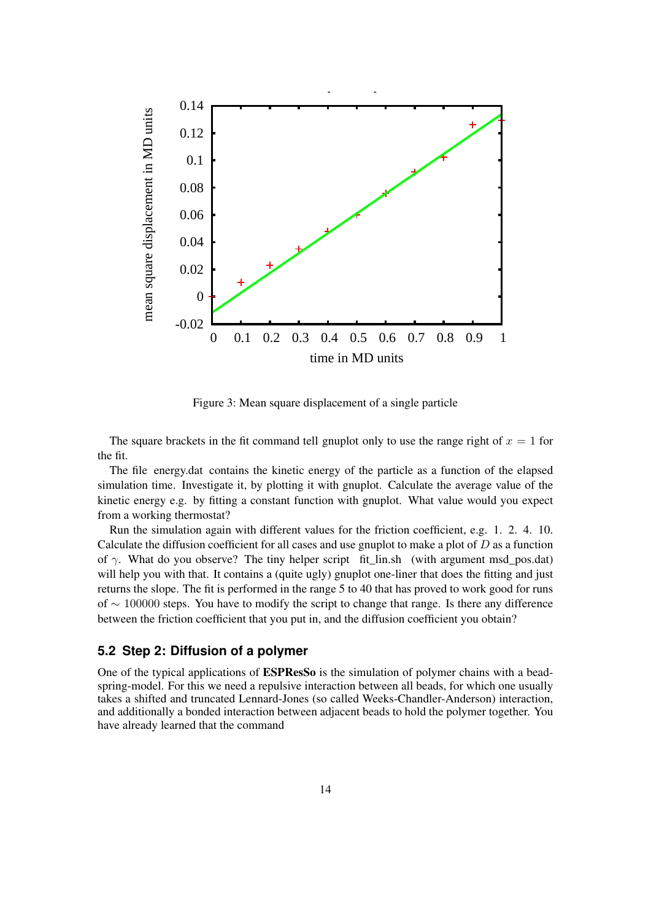Figure 3: Mean square displacement of a single particle

The square brackets in the fit command tell gnuplot only to use the range right of $x = 1$ for the fit.

The file energy.dat contains the kinetic energy of the particle as a function of the elapsed simulation time. Investigate it, by plotting it with gnuplot. Calculate the average value of the kinetic energy e.g. by fitting a constant function with gnuplot. What value would you expect from a working thermostat?

Run the simulation again with different values for the friction coefficient, e.g. 1. 2. 4. 10. Calculate the diffusion coefficient for all cases and use gnuplot to make a plot of $D$ as a function of $\gamma$. What do you observe? The tiny helper script fit_lin.sh (with argument msd_pos.dat) will help you with that. It contains a (quite ugly) gnuplot one-liner that does the fitting and just returns the slope. The fit is performed in the range 5 to 40 that has proved to work good for runs of $\sim 100000$ steps. You have to modify the script to change that range. Is there any difference between the friction coefficient that you put in, and the diffusion coefficient you obtain?

## 5.2 Step 2: Diffusion of a polymer

One of the typical applications of **ESPResSo** is the simulation of polymer chains with a bead-spring-model. For this we need a repulsive interaction between all beads, for which one usually takes a shifted and truncated Lennard-Jones (so called Weeks-Chandler-Anderson) interaction, and additionally a bonded interaction between adjacent beads to hold the polymer together. You have already learned that the command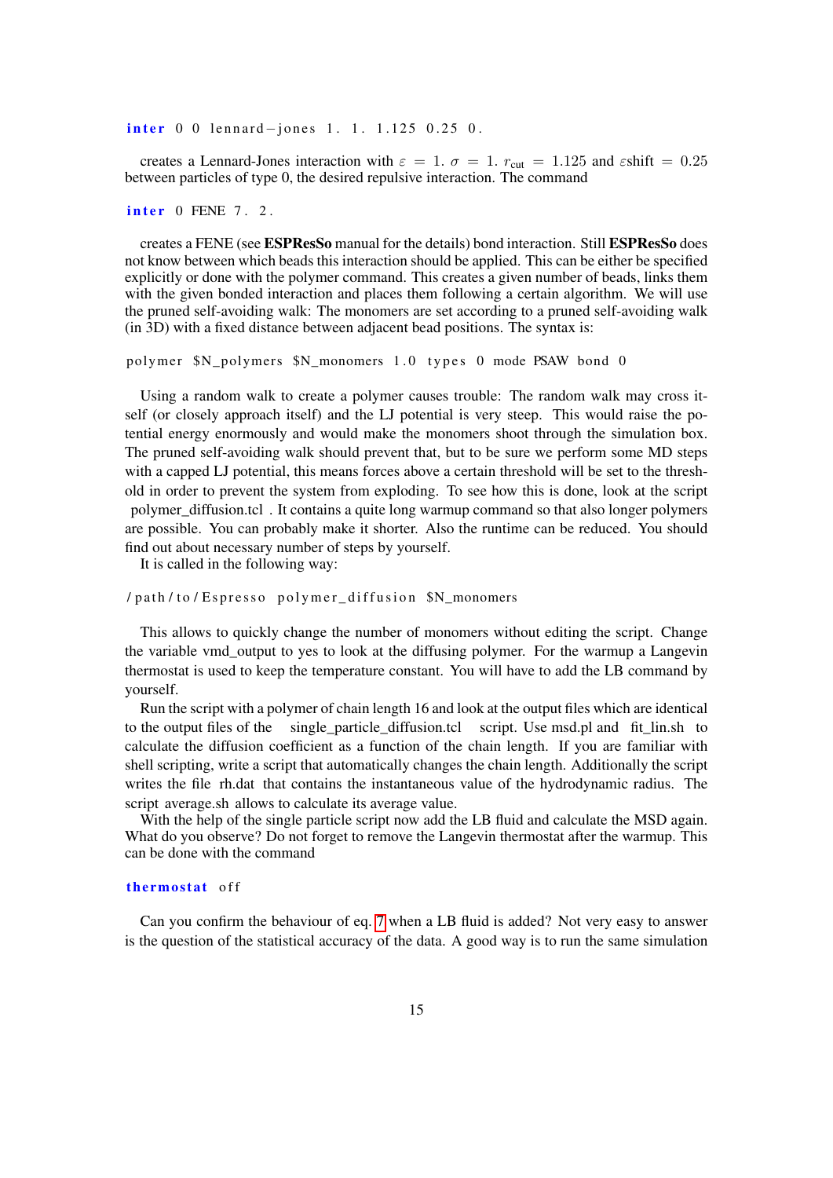```
inter 0 0 lennard-jones 1. 1. 1.125 0.25 0.
```

creates a Lennard-Jones interaction with $\varepsilon = 1.$ $\sigma = 1.$ $r_{\text{cut}} = 1.125$ and $\varepsilon$shift $= 0.25$ between particles of type 0, the desired repulsive interaction. The command

```
inter 0 FENE 7. 2.
```

creates a FENE (see **ESPResSo** manual for the details) bond interaction. Still **ESPResSo** does not know between which beads this interaction should be applied. This can be either be specified explicitly or done with the polymer command. This creates a given number of beads, links them with the given bonded interaction and places them following a certain algorithm. We will use the pruned self-avoiding walk: The monomers are set according to a pruned self-avoiding walk (in 3D) with a fixed distance between adjacent bead positions. The syntax is:

```
polymer $N_polymers $N_monomers 1.0 types 0 mode PSAW bond 0
```

Using a random walk to create a polymer causes trouble: The random walk may cross itself (or closely approach itself) and the LJ potential is very steep. This would raise the potential energy enormously and would make the monomers shoot through the simulation box. The pruned self-avoiding walk should prevent that, but to be sure we perform some MD steps with a capped LJ potential, this means forces above a certain threshold will be set to the threshold in order to prevent the system from exploding. To see how this is done, look at the script polymer_diffusion.tcl . It contains a quite long warmup command so that also longer polymers are possible. You can probably make it shorter. Also the runtime can be reduced. You should find out about necessary number of steps by yourself.

It is called in the following way:

```
/path/to/Espresso polymer_diffusion $N_monomers
```

This allows to quickly change the number of monomers without editing the script. Change the variable vmd_output to yes to look at the diffusing polymer. For the warmup a Langevin thermostat is used to keep the temperature constant. You will have to add the LB command by yourself.

Run the script with a polymer of chain length 16 and look at the output files which are identical to the output files of the single_particle_diffusion.tcl script. Use msd.pl and fit_lin.sh to calculate the diffusion coefficient as a function of the chain length. If you are familiar with shell scripting, write a script that automatically changes the chain length. Additionally the script writes the file rh.dat that contains the instantaneous value of the hydrodynamic radius. The script average.sh allows to calculate its average value.

With the help of the single particle script now add the LB fluid and calculate the MSD again. What do you observe? Do not forget to remove the Langevin thermostat after the warmup. This can be done with the command

```
thermostat off
```

Can you confirm the behaviour of eq. 7 when a LB fluid is added? Not very easy to answer is the question of the statistical accuracy of the data. A good way is to run the same simulation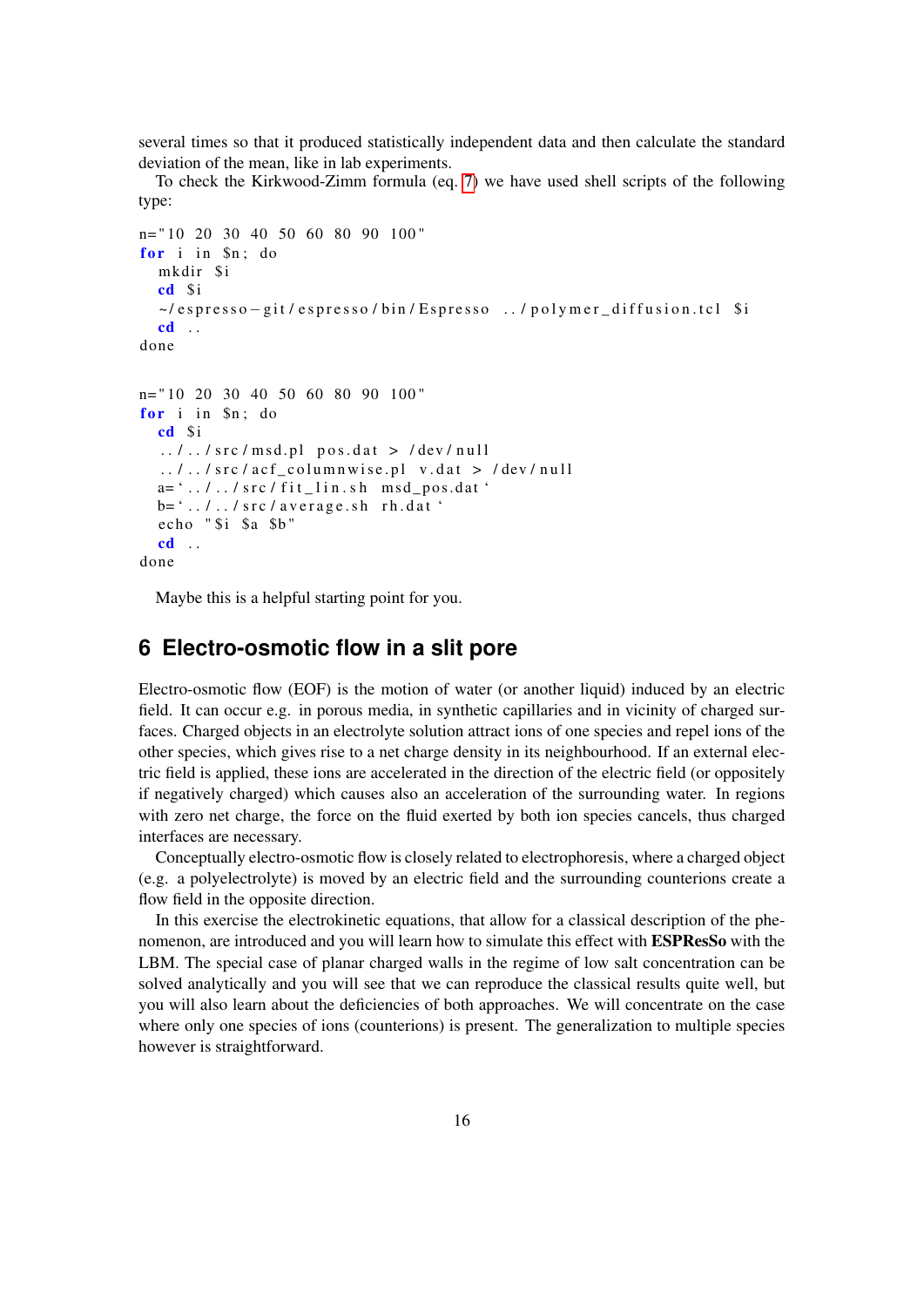several times so that it produced statistically independent data and then calculate the standard deviation of the mean, like in lab experiments.

To check the Kirkwood-Zimm formula (eq. 7) we have used shell scripts of the following type:

```
n="10 20 30 40 50 60 80 90 100"
for i in $n; do
  mkdir $i
  cd $i
  ~/espresso-git/espresso/bin/Espresso ../polymer_diffusion.tcl $i
  cd ..
done
```

```
n="10 20 30 40 50 60 80 90 100"
for i in $n; do
  cd $i
  ../../src/msd.pl pos.dat > /dev/null
  ../../src/acf_columnwise.pl v.dat > /dev/null
  a=`../../src/fit_lin.sh msd_pos.dat`
  b=`../../src/average.sh rh.dat`
  echo "$i $a $b"
  cd ..
done
```

Maybe this is a helpful starting point for you.

## 6 Electro-osmotic flow in a slit pore

Electro-osmotic flow (EOF) is the motion of water (or another liquid) induced by an electric field. It can occur e.g. in porous media, in synthetic capillaries and in vicinity of charged surfaces. Charged objects in an electrolyte solution attract ions of one species and repel ions of the other species, which gives rise to a net charge density in its neighbourhood. If an external electric field is applied, these ions are accelerated in the direction of the electric field (or oppositely if negatively charged) which causes also an acceleration of the surrounding water. In regions with zero net charge, the force on the fluid exerted by both ion species cancels, thus charged interfaces are necessary.

Conceptually electro-osmotic flow is closely related to electrophoresis, where a charged object (e.g. a polyelectrolyte) is moved by an electric field and the surrounding counterions create a flow field in the opposite direction.

In this exercise the electrokinetic equations, that allow for a classical description of the phenomenon, are introduced and you will learn how to simulate this effect with **ESPResSo** with the LBM. The special case of planar charged walls in the regime of low salt concentration can be solved analytically and you will see that we can reproduce the classical results quite well, but you will also learn about the deficiencies of both approaches. We will concentrate on the case where only one species of ions (counterions) is present. The generalization to multiple species however is straightforward.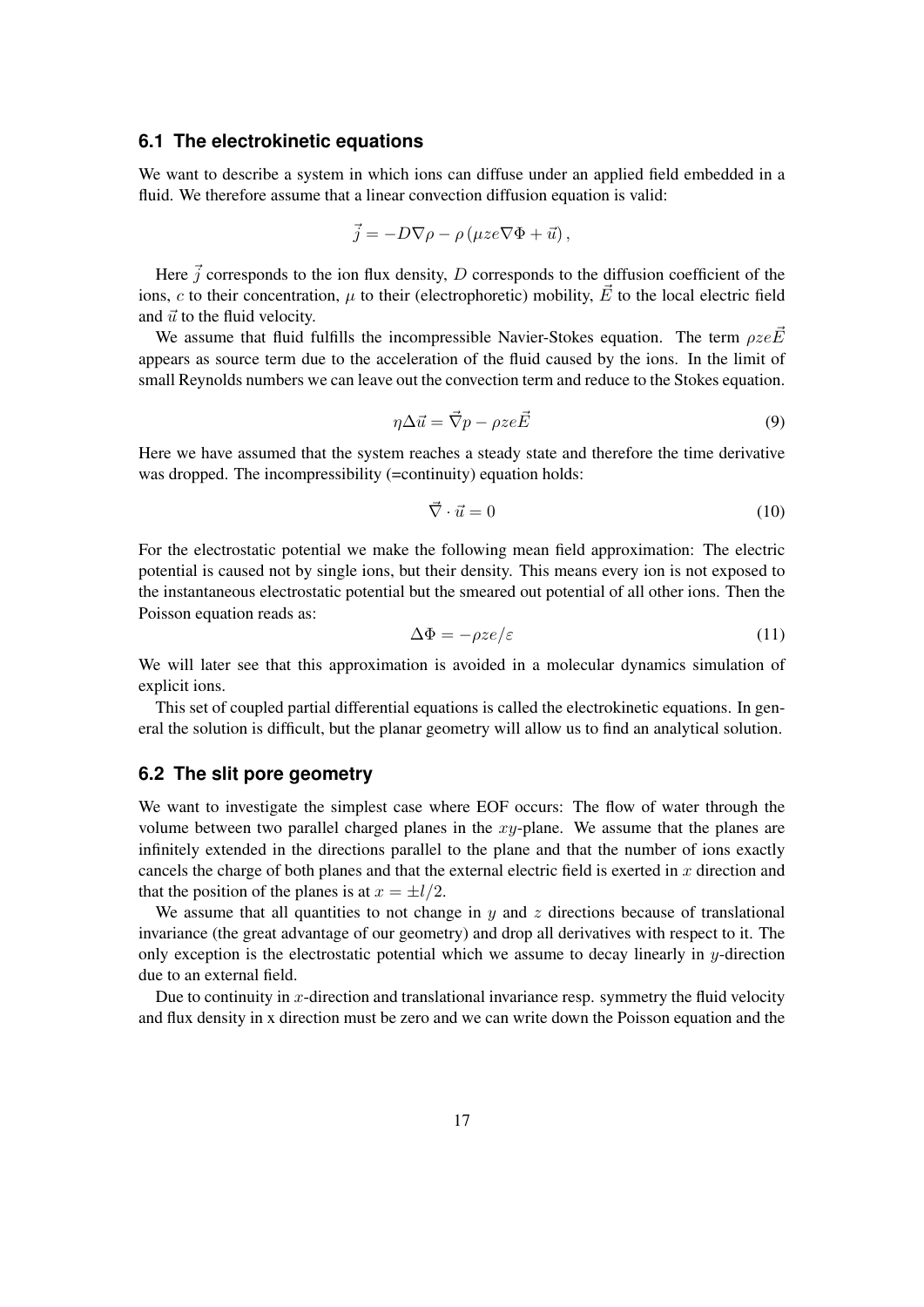### 6.1 The electrokinetic equations

We want to describe a system in which ions can diffuse under an applied field embedded in a fluid. We therefore assume that a linear convection diffusion equation is valid:

$$\vec{j} = -D\nabla\rho - \rho\left(\mu ze\nabla\Phi + \vec{u}\right),$$

Here $\vec{j}$ corresponds to the ion flux density, $D$ corresponds to the diffusion coefficient of the ions, $c$ to their concentration, $\mu$ to their (electrophoretic) mobility, $\vec{E}$ to the local electric field and $\vec{u}$ to the fluid velocity.

We assume that fluid fulfills the incompressible Navier-Stokes equation. The term $\rho ze\vec{E}$ appears as source term due to the acceleration of the fluid caused by the ions. In the limit of small Reynolds numbers we can leave out the convection term and reduce to the Stokes equation.

$$\eta\Delta\vec{u} = \vec{\nabla}p - \rho ze\vec{E} \tag{9}$$

Here we have assumed that the system reaches a steady state and therefore the time derivative was dropped. The incompressibility (=continuity) equation holds:

$$\vec{\nabla}\cdot\vec{u} = 0 \tag{10}$$

For the electrostatic potential we make the following mean field approximation: The electric potential is caused not by single ions, but their density. This means every ion is not exposed to the instantaneous electrostatic potential but the smeared out potential of all other ions. Then the Poisson equation reads as:

$$\Delta\Phi = -\rho ze/\varepsilon \tag{11}$$

We will later see that this approximation is avoided in a molecular dynamics simulation of explicit ions.

This set of coupled partial differential equations is called the electrokinetic equations. In general the solution is difficult, but the planar geometry will allow us to find an analytical solution.

### 6.2 The slit pore geometry

We want to investigate the simplest case where EOF occurs: The flow of water through the volume between two parallel charged planes in the $xy$-plane. We assume that the planes are infinitely extended in the directions parallel to the plane and that the number of ions exactly cancels the charge of both planes and that the external electric field is exerted in $x$ direction and that the position of the planes is at $x = \pm l/2$.

We assume that all quantities to not change in $y$ and $z$ directions because of translational invariance (the great advantage of our geometry) and drop all derivatives with respect to it. The only exception is the electrostatic potential which we assume to decay linearly in $y$-direction due to an external field.

Due to continuity in $x$-direction and translational invariance resp. symmetry the fluid velocity and flux density in x direction must be zero and we can write down the Poisson equation and the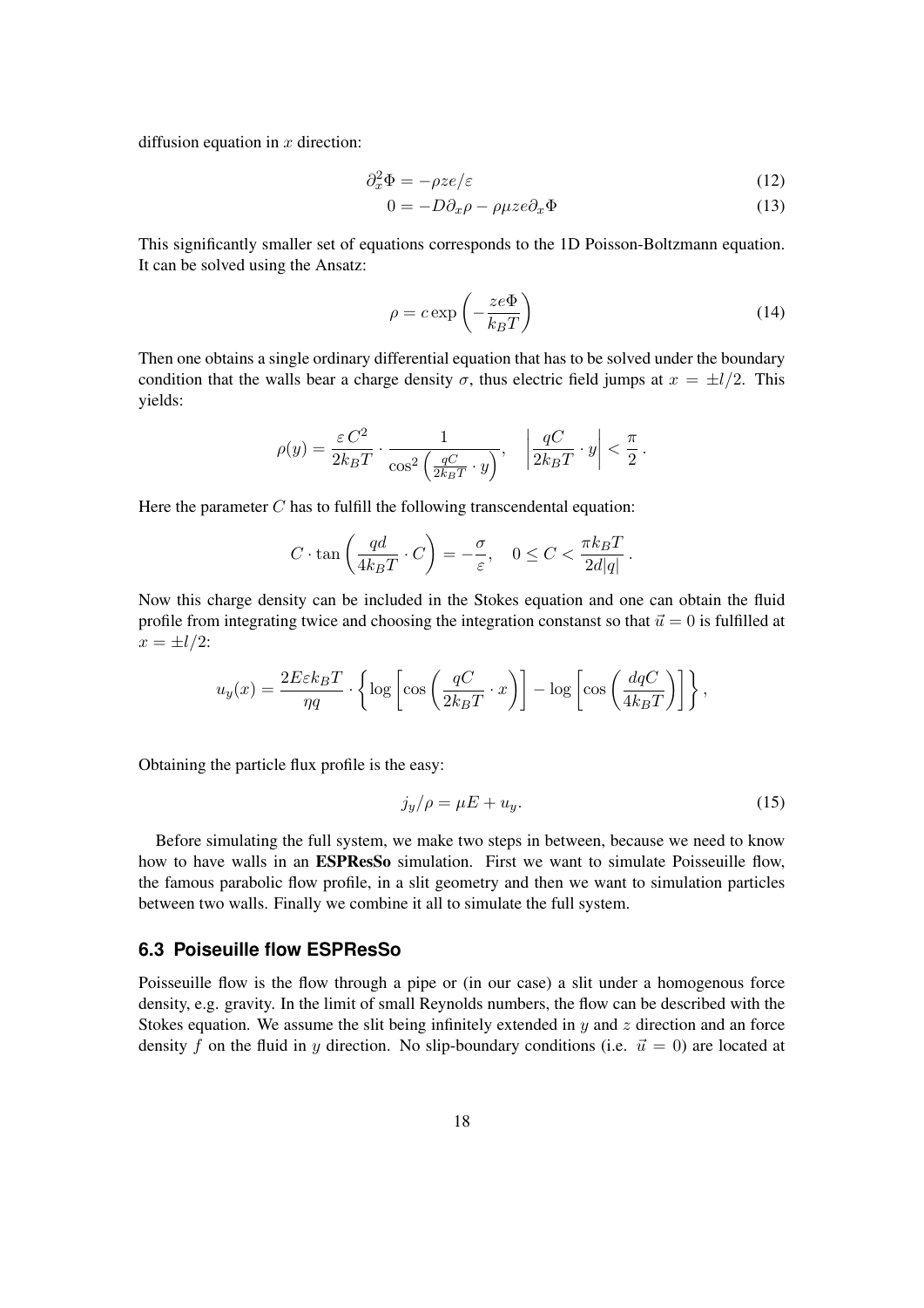diffusion equation in $x$ direction:

$$\partial_x^2 \Phi = -\rho z e/\varepsilon \tag{12}$$

$$0 = -D\partial_x \rho - \rho\mu z e \partial_x \Phi \tag{13}$$

This significantly smaller set of equations corresponds to the 1D Poisson-Boltzmann equation. It can be solved using the Ansatz:

$$\rho = c \exp\left(-\frac{ze\Phi}{k_B T}\right) \tag{14}$$

Then one obtains a single ordinary differential equation that has to be solved under the boundary condition that the walls bear a charge density $\sigma$, thus electric field jumps at $x = \pm l/2$. This yields:

$$\rho(y) = \frac{\varepsilon\, C^2}{2k_B T} \cdot \frac{1}{\cos^2\left(\frac{qC}{2k_B T} \cdot y\right)}, \quad \left|\frac{qC}{2k_B T} \cdot y\right| < \frac{\pi}{2}\,.$$

Here the parameter $C$ has to fulfill the following transcendental equation:

$$C \cdot \tan\left(\frac{qd}{4k_B T} \cdot C\right) = -\frac{\sigma}{\varepsilon}, \quad 0 \leq C < \frac{\pi k_B T}{2d|q|}\,.$$

Now this charge density can be included in the Stokes equation and one can obtain the fluid profile from integrating twice and choosing the integration constanst so that $\vec{u} = 0$ is fulfilled at $x = \pm l/2$:

$$u_y(x) = \frac{2E\varepsilon k_B T}{\eta q} \cdot \left\{ \log\left[\cos\left(\frac{qC}{2k_B T} \cdot x\right)\right] - \log\left[\cos\left(\frac{dqC}{4k_B T}\right)\right] \right\},$$

Obtaining the particle flux profile is the easy:

$$j_y/\rho = \mu E + u_y. \tag{15}$$

Before simulating the full system, we make two steps in between, because we need to know how to have walls in an **ESPResSo** simulation. First we want to simulate Poisseuille flow, the famous parabolic flow profile, in a slit geometry and then we want to simulation particles between two walls. Finally we combine it all to simulate the full system.

### 6.3 Poiseuille flow ESPResSo

Poisseuille flow is the flow through a pipe or (in our case) a slit under a homogenous force density, e.g. gravity. In the limit of small Reynolds numbers, the flow can be described with the Stokes equation. We assume the slit being infinitely extended in $y$ and $z$ direction and an force density $f$ on the fluid in $y$ direction. No slip-boundary conditions (i.e. $\vec{u} = 0$) are located at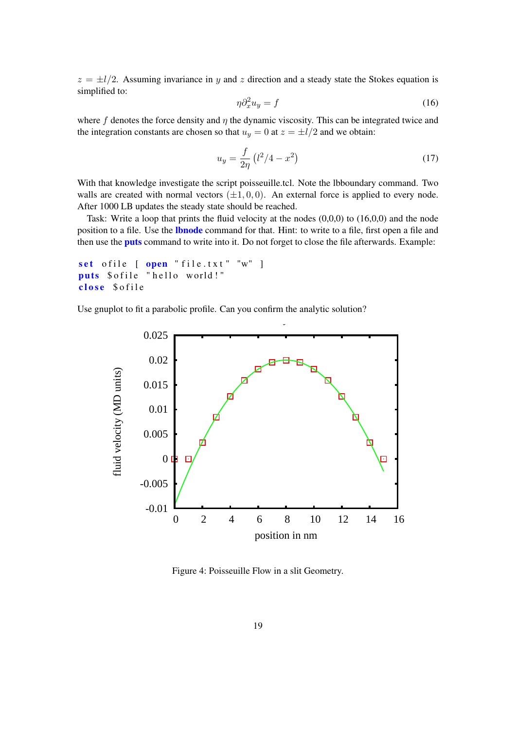$z = \pm l/2$. Assuming invariance in $y$ and $z$ direction and a steady state the Stokes equation is simplified to:

$$\eta \partial_x^2 u_y = f \tag{16}$$

where $f$ denotes the force density and $\eta$ the dynamic viscosity. This can be integrated twice and the integration constants are chosen so that $u_y = 0$ at $z = \pm l/2$ and we obtain:

$$u_y = \frac{f}{2\eta} \left( l^2/4 - x^2 \right) \tag{17}$$

With that knowledge investigate the script poisseuille.tcl. Note the lbboundary command. Two walls are created with normal vectors $(\pm 1, 0, 0)$. An external force is applied to every node. After 1000 LB updates the steady state should be reached.

Task: Write a loop that prints the fluid velocity at the nodes (0,0,0) to (16,0,0) and the node position to a file. Use the **lbnode** command for that. Hint: to write to a file, first open a file and then use the **puts** command to write into it. Do not forget to close the file afterwards. Example:

```
set ofile [ open "file.txt" "w" ]
puts $ofile "hello world!"
close $ofile
```

Use gnuplot to fit a parabolic profile. Can you confirm the analytic solution?

Figure 4: Poisseuille Flow in a slit Geometry.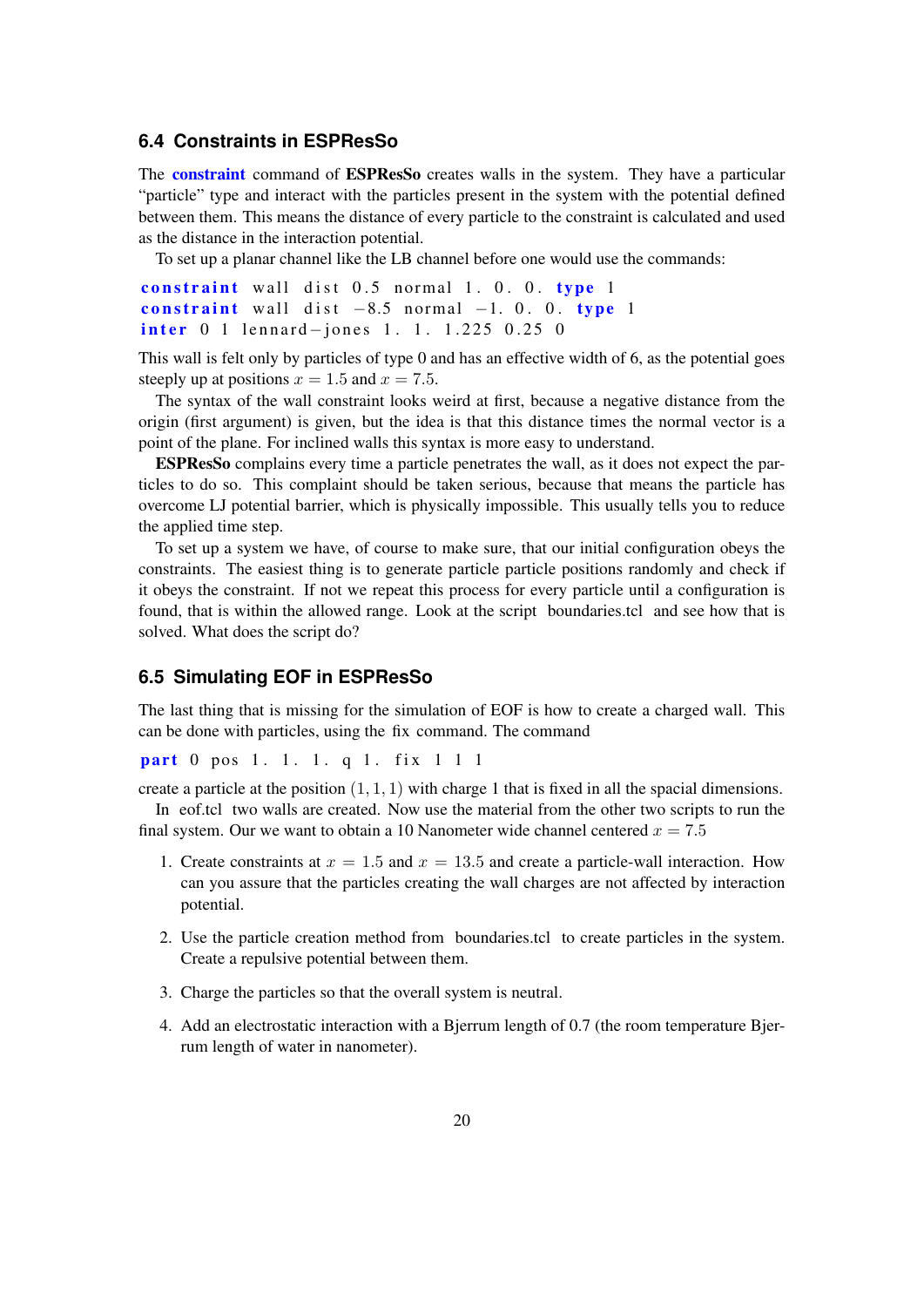### 6.4 Constraints in ESPResSo

The **constraint** command of **ESPResSo** creates walls in the system. They have a particular "particle" type and interact with the particles present in the system with the potential defined between them. This means the distance of every particle to the constraint is calculated and used as the distance in the interaction potential.

To set up a planar channel like the LB channel before one would use the commands:

```
constraint wall dist 0.5 normal 1. 0. 0. type 1
constraint wall dist -8.5 normal -1. 0. 0. type 1
inter 0 1 lennard-jones 1. 1. 1.225 0.25 0
```

This wall is felt only by particles of type 0 and has an effective width of 6, as the potential goes steeply up at positions $x = 1.5$ and $x = 7.5$.

The syntax of the wall constraint looks weird at first, because a negative distance from the origin (first argument) is given, but the idea is that this distance times the normal vector is a point of the plane. For inclined walls this syntax is more easy to understand.

**ESPResSo** complains every time a particle penetrates the wall, as it does not expect the particles to do so. This complaint should be taken serious, because that means the particle has overcome LJ potential barrier, which is physically impossible. This usually tells you to reduce the applied time step.

To set up a system we have, of course to make sure, that our initial configuration obeys the constraints. The easiest thing is to generate particle particle positions randomly and check if it obeys the constraint. If not we repeat this process for every particle until a configuration is found, that is within the allowed range. Look at the script boundaries.tcl and see how that is solved. What does the script do?

### 6.5 Simulating EOF in ESPResSo

The last thing that is missing for the simulation of EOF is how to create a charged wall. This can be done with particles, using the fix command. The command

```
part 0 pos 1. 1. 1. q 1. fix 1 1 1
```

create a particle at the position $(1, 1, 1)$ with charge 1 that is fixed in all the spacial dimensions.

In eof.tcl two walls are created. Now use the material from the other two scripts to run the final system. Our we want to obtain a 10 Nanometer wide channel centered $x = 7.5$

1. Create constraints at $x = 1.5$ and $x = 13.5$ and create a particle-wall interaction. How can you assure that the particles creating the wall charges are not affected by interaction potential.
2. Use the particle creation method from boundaries.tcl to create particles in the system. Create a repulsive potential between them.
3. Charge the particles so that the overall system is neutral.
4. Add an electrostatic interaction with a Bjerrum length of 0.7 (the room temperature Bjerrum length of water in nanometer).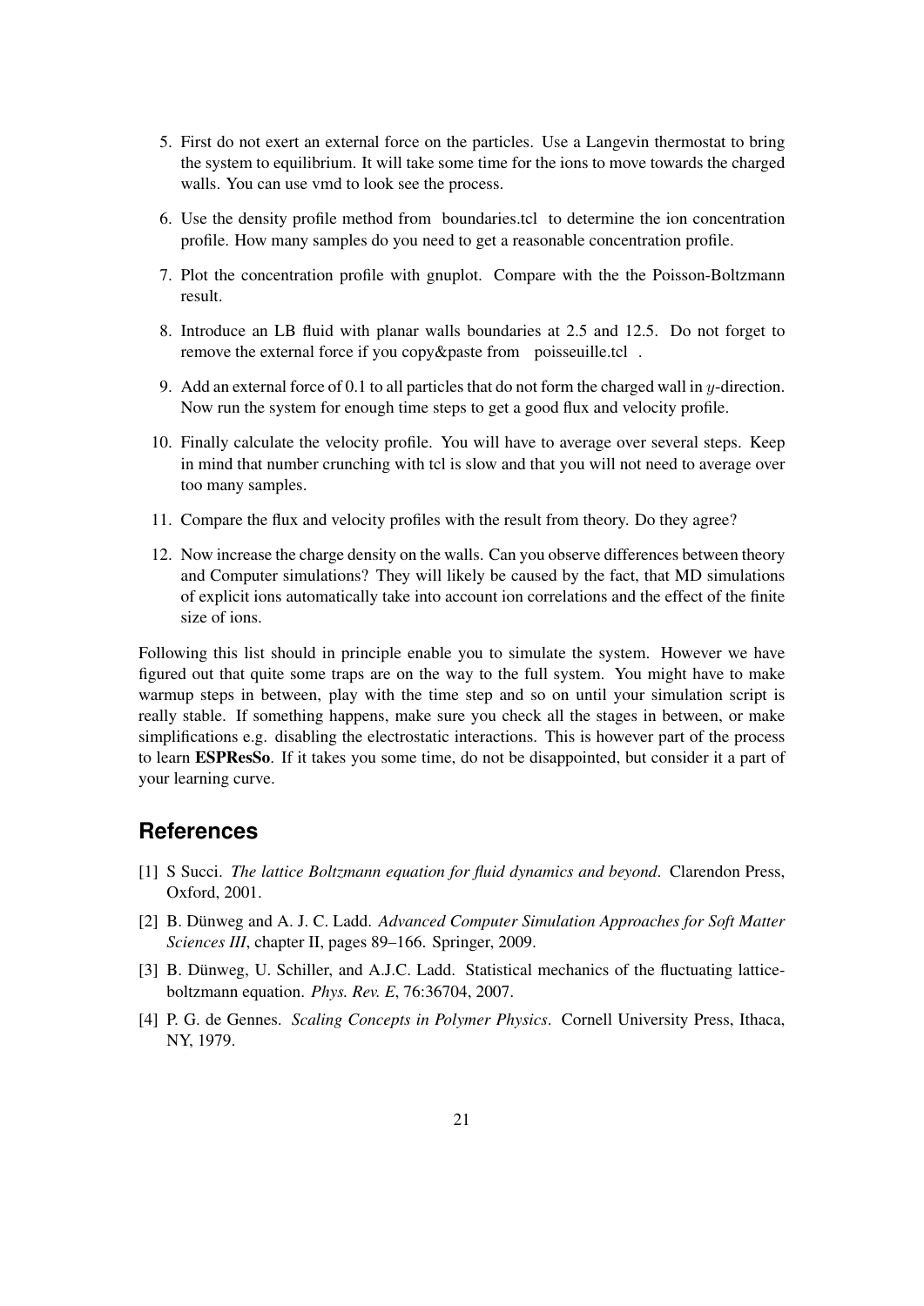5. First do not exert an external force on the particles. Use a Langevin thermostat to bring the system to equilibrium. It will take some time for the ions to move towards the charged walls. You can use vmd to look see the process.

6. Use the density profile method from boundaries.tcl to determine the ion concentration profile. How many samples do you need to get a reasonable concentration profile.

7. Plot the concentration profile with gnuplot. Compare with the the Poisson-Boltzmann result.

8. Introduce an LB fluid with planar walls boundaries at 2.5 and 12.5. Do not forget to remove the external force if you copy&paste from poisseuille.tcl .

9. Add an external force of 0.1 to all particles that do not form the charged wall in $y$-direction. Now run the system for enough time steps to get a good flux and velocity profile.

10. Finally calculate the velocity profile. You will have to average over several steps. Keep in mind that number crunching with tcl is slow and that you will not need to average over too many samples.

11. Compare the flux and velocity profiles with the result from theory. Do they agree?

12. Now increase the charge density on the walls. Can you observe differences between theory and Computer simulations? They will likely be caused by the fact, that MD simulations of explicit ions automatically take into account ion correlations and the effect of the finite size of ions.

Following this list should in principle enable you to simulate the system. However we have figured out that quite some traps are on the way to the full system. You might have to make warmup steps in between, play with the time step and so on until your simulation script is really stable. If something happens, make sure you check all the stages in between, or make simplifications e.g. disabling the electrostatic interactions. This is however part of the process to learn **ESPResSo**. If it takes you some time, do not be disappointed, but consider it a part of your learning curve.

## References

[1] S Succi. *The lattice Boltzmann equation for fluid dynamics and beyond*. Clarendon Press, Oxford, 2001.

[2] B. Dünweg and A. J. C. Ladd. *Advanced Computer Simulation Approaches for Soft Matter Sciences III*, chapter II, pages 89–166. Springer, 2009.

[3] B. Dünweg, U. Schiller, and A.J.C. Ladd. Statistical mechanics of the fluctuating lattice-boltzmann equation. *Phys. Rev. E*, 76:36704, 2007.

[4] P. G. de Gennes. *Scaling Concepts in Polymer Physics*. Cornell University Press, Ithaca, NY, 1979.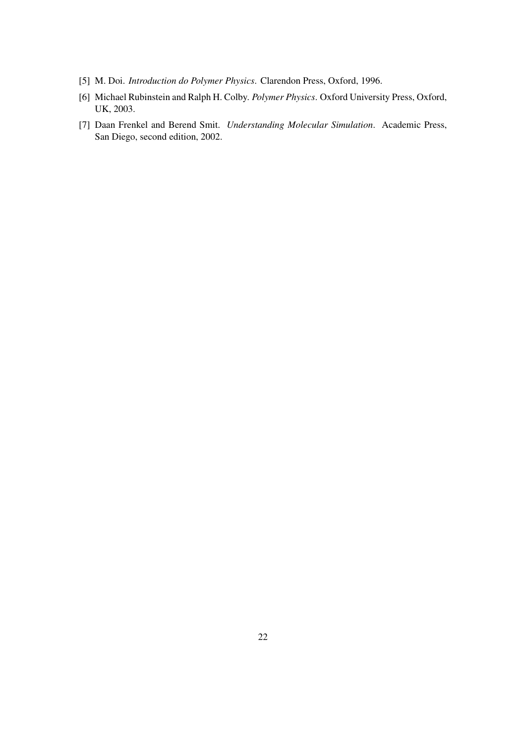[5] M. Doi. *Introduction do Polymer Physics*. Clarendon Press, Oxford, 1996.

[6] Michael Rubinstein and Ralph H. Colby. *Polymer Physics*. Oxford University Press, Oxford, UK, 2003.

[7] Daan Frenkel and Berend Smit. *Understanding Molecular Simulation*. Academic Press, San Diego, second edition, 2002.